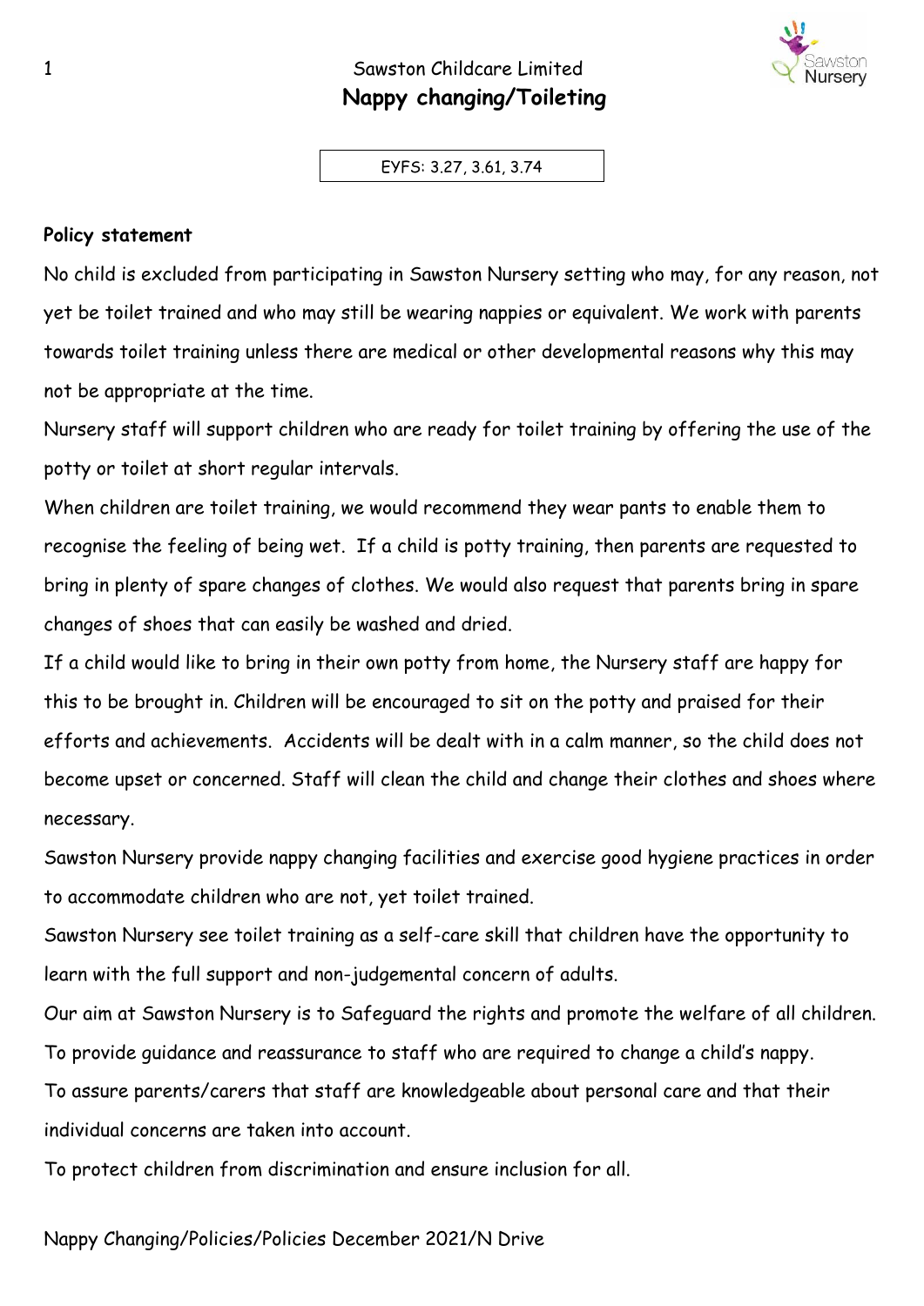Sawston Childcare Limited

# Nappy changing/Toileting

EYFS: 3.27, 3.61, 3.74

**Policy statement**

No child is excluded from participating in Sawston Nursery setting who may, for any reason, not yet be toilet trained and who may still be wearing nappies or equivalent. We work with parents towards toilet training unless there are medical or other developmental reasons why this may not be appropriate at the time.

Nursery staff will support children who are ready for toilet training by offering the use of the potty or toilet at short regular intervals.

When children are toilet training, we would recommend they wear pants to enable them to recognise the feeling of being wet. If a child is potty training, then parents are requested to bring in plenty of spare changes of clothes. We would also request that parents bring in spare changes of shoes that can easily be washed and dried.

If a child would like to bring in their own potty from home, the Nursery staff are happy for this to be brought in. Children will be encouraged to sit on the potty and praised for their efforts and achievements. Accidents will be dealt with in a calm manner, so the child does not become upset or concerned. Staff will clean the child and change their clothes and shoes where necessary.

Sawston Nursery provide nappy changing facilities and exercise good hygiene practices in order to accommodate children who are not, yet toilet trained.

Sawston Nursery see toilet training as a self-care skill that children have the opportunity to learn with the full support and non-judgemental concern of adults.

Our aim at Sawston Nursery is to Safeguard the rights and promote the welfare of all children.

To provide guidance and reassurance to staff who are required to change a child's nappy.

To assure parents/carers that staff are knowledgeable about personal care and that their individual concerns are taken into account.

To protect children from discrimination and ensure inclusion for all.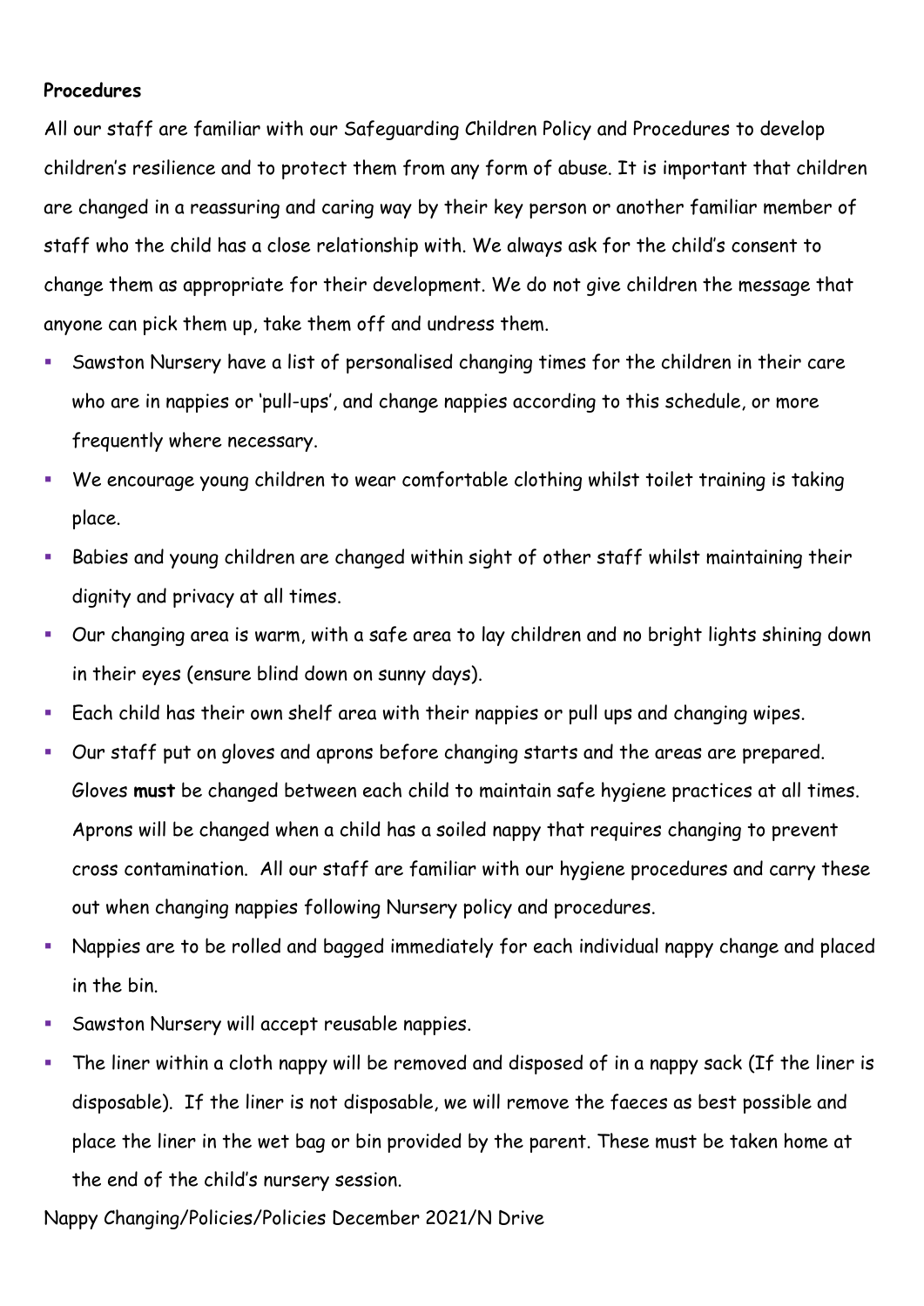**Procedures**

All our staff are familiar with our Safeguarding Children Policy and Procedures to develop children's resilience and to protect them from any form of abuse. It is important that children are changed in a reassuring and caring way by their key person or another familiar member of staff who the child has a close relationship with. We always ask for the child's consent to change them as appropriate for their development. We do not give children the message that anyone can pick them up, take them off and undress them.

- Sawston Nursery have a list of personalised changing times for the children in their care who are in nappies or 'pull-ups', and change nappies according to this schedule, or more frequently where necessary.
- We encourage young children to wear comfortable clothing whilst toilet training is taking place.
- Babies and young children are changed within sight of other staff whilst maintaining their dignity and privacy at all times.
- Our changing area is warm, with a safe area to lay children and no bright lights shining down in their eyes (ensure blind down on sunny days).
- Each child has their own shelf area with their nappies or pull ups and changing wipes.
- Our staff put on gloves and aprons before changing starts and the areas are prepared. Gloves **must** be changed between each child to maintain safe hygiene practices at all times. Aprons will be changed when a child has a soiled nappy that requires changing to prevent cross contamination. All our staff are familiar with our hygiene procedures and carry these out when changing nappies following Nursery policy and procedures.
- Nappies are to be rolled and bagged immediately for each individual nappy change and placed in the bin.
- Sawston Nursery will accept reusable nappies.
- The liner within a cloth nappy will be removed and disposed of in a nappy sack (If the liner is disposable). If the liner is not disposable, we will remove the faeces as best possible and place the liner in the wet bag or bin provided by the parent. These must be taken home at the end of the child's nursery session.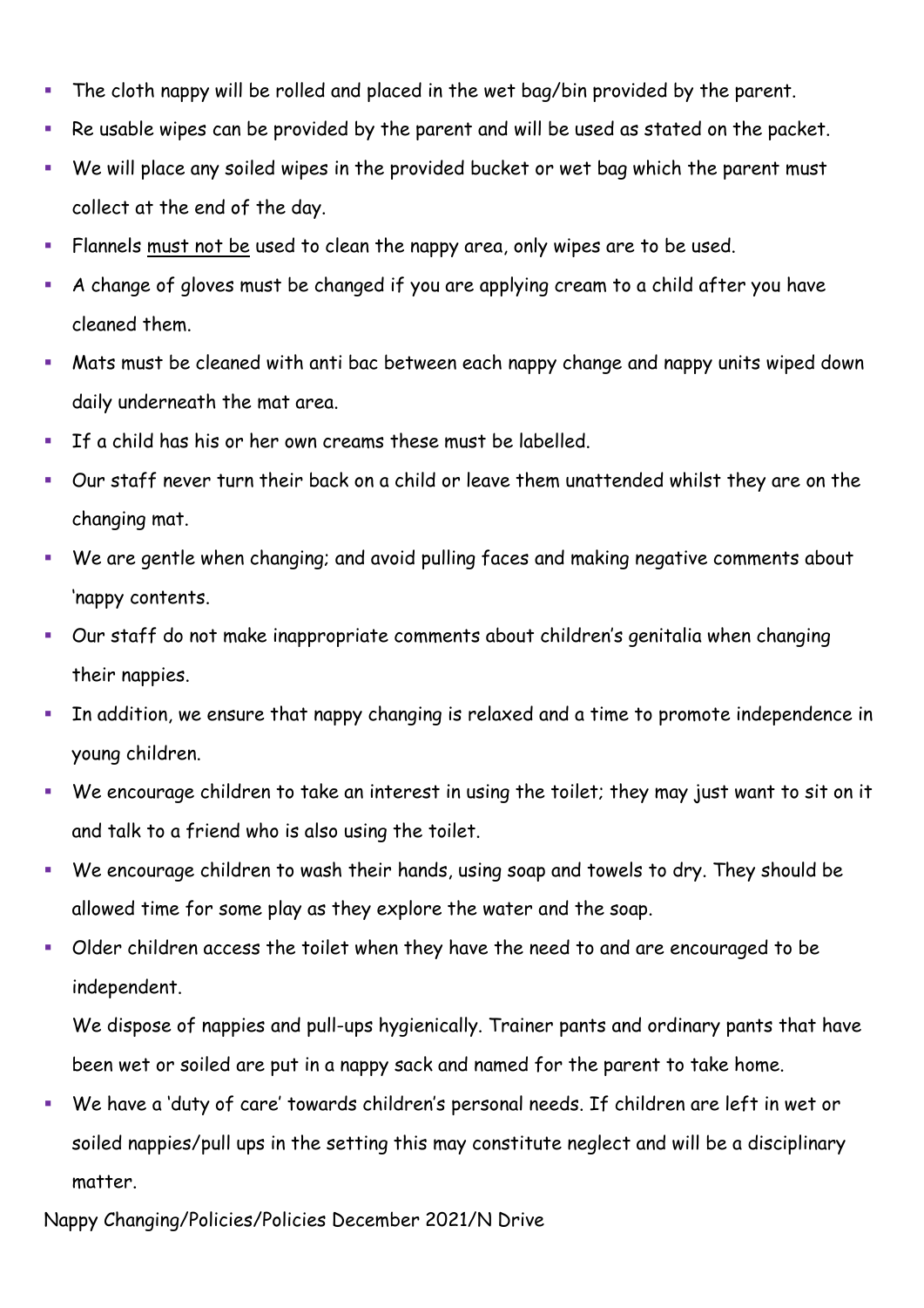- The cloth nappy will be rolled and placed in the wet bag/bin provided by the parent.
- Re usable wipes can be provided by the parent and will be used as stated on the packet.
- We will place any soiled wipes in the provided bucket or wet bag which the parent must collect at the end of the day.
- Flannels <u>must not be</u> used to clean the nappy area, only wipes are to be used.
- A change of gloves must be changed if you are applying cream to a child after you have cleaned them.
- Mats must be cleaned with anti bac between each nappy change and nappy units wiped down daily underneath the mat area.
- If a child has his or her own creams these must be labelled.
- Our staff never turn their back on a child or leave them unattended whilst they are on the changing mat.
- We are gentle when changing; and avoid pulling faces and making negative comments about 'nappy contents.
- Our staff do not make inappropriate comments about children's genitalia when changing their nappies.
- In addition, we ensure that nappy changing is relaxed and a time to promote independence in young children.
- We encourage children to take an interest in using the toilet; they may just want to sit on it and talk to a friend who is also using the toilet.
- We encourage children to wash their hands, using soap and towels to dry. They should be allowed time for some play as they explore the water and the soap.
- Older children access the toilet when they have the need to and are encouraged to be independent.

  We dispose of nappies and pull-ups hygienically. Trainer pants and ordinary pants that have been wet or soiled are put in a nappy sack and named for the parent to take home.
- We have a 'duty of care' towards children's personal needs. If children are left in wet or soiled nappies/pull ups in the setting this may constitute neglect and will be a disciplinary matter.

Nappy Changing/Policies/Policies December 2021/N Drive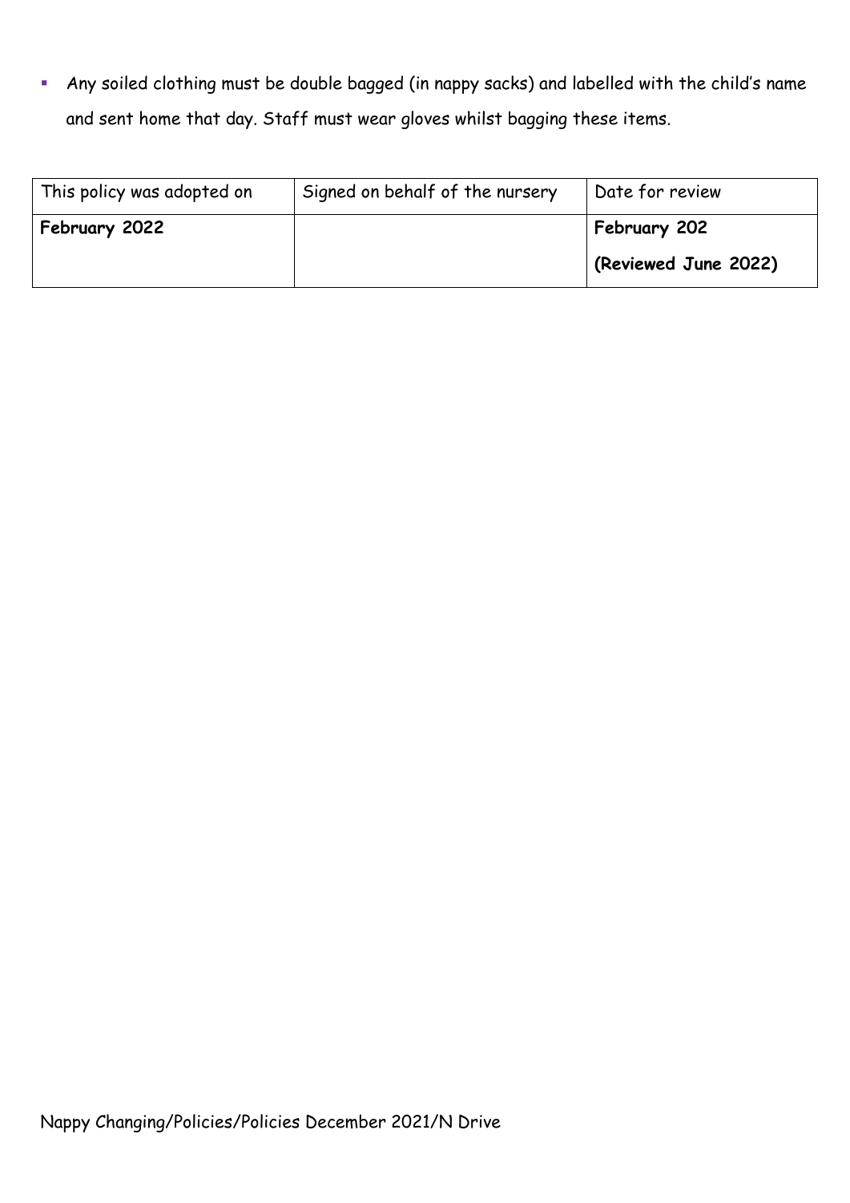- Any soiled clothing must be double bagged (in nappy sacks) and labelled with the child's name and sent home that day. Staff must wear gloves whilst bagging these items.

| This policy was adopted on | Signed on behalf of the nursery | Date for review |
| --- | --- | --- |
| **February 2022** | | **February 202**<br>**(Reviewed June 2022)** |

Nappy Changing/Policies/Policies December 2021/N Drive